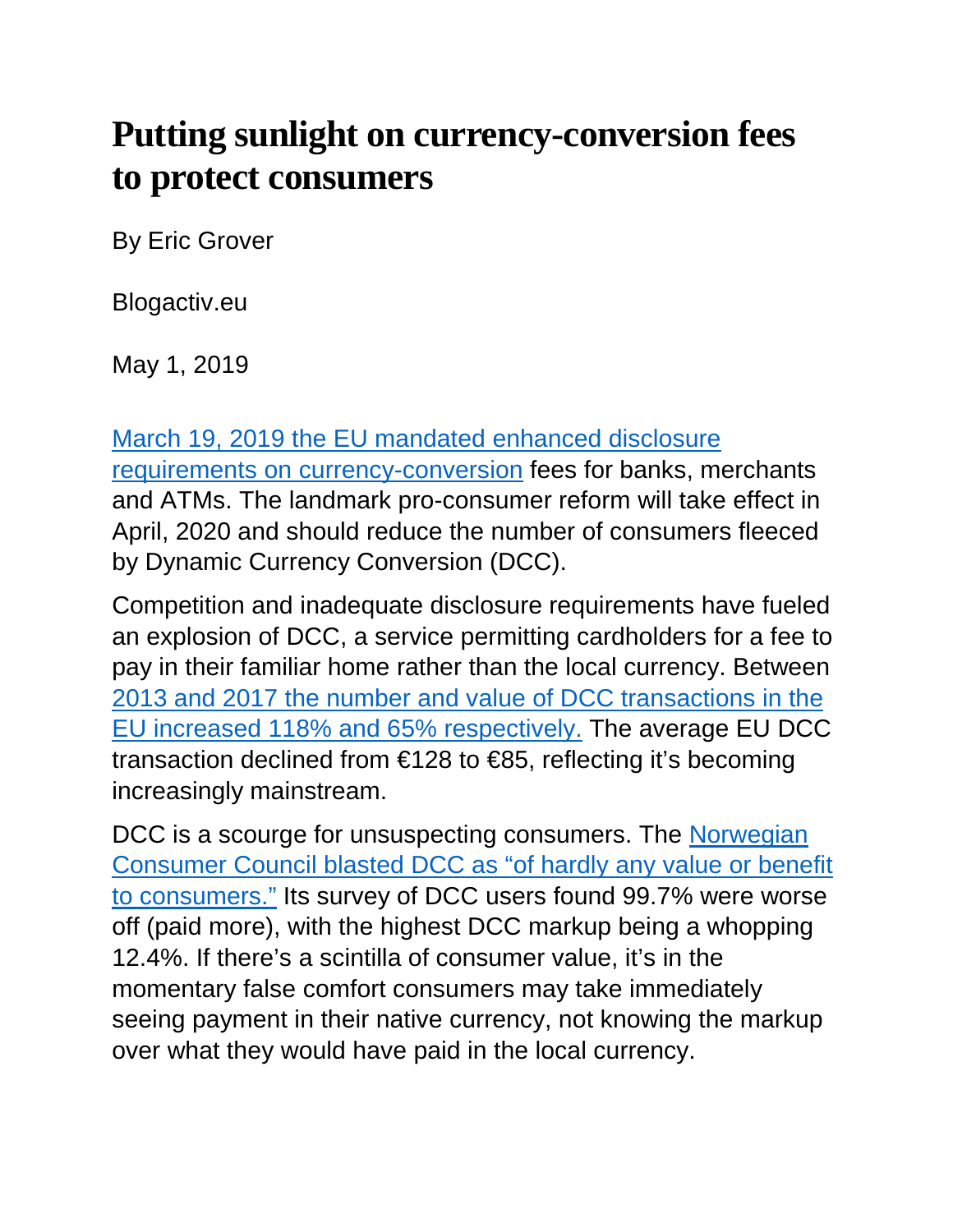# Putting sunlight on currency-conversion fees to protect consumers

By Eric Grover

Blogactiv.eu

May 1, 2019

March 19, 2019 the EU mandated enhanced disclosure requirements on currency-conversion fees for banks, merchants and ATMs. The landmark pro-consumer reform will take effect in April, 2020 and should reduce the number of consumers fleeced by Dynamic Currency Conversion (DCC).

Competition and inadequate disclosure requirements have fueled an explosion of DCC, a service permitting cardholders for a fee to pay in their familiar home rather than the local currency. Between 2013 and 2017 the number and value of DCC transactions in the EU increased 118% and 65% respectively. The average EU DCC transaction declined from €128 to €85, reflecting it's becoming increasingly mainstream.

DCC is a scourge for unsuspecting consumers. The Norwegian Consumer Council blasted DCC as "of hardly any value or benefit to consumers." Its survey of DCC users found 99.7% were worse off (paid more), with the highest DCC markup being a whopping 12.4%. If there's a scintilla of consumer value, it's in the momentary false comfort consumers may take immediately seeing payment in their native currency, not knowing the markup over what they would have paid in the local currency.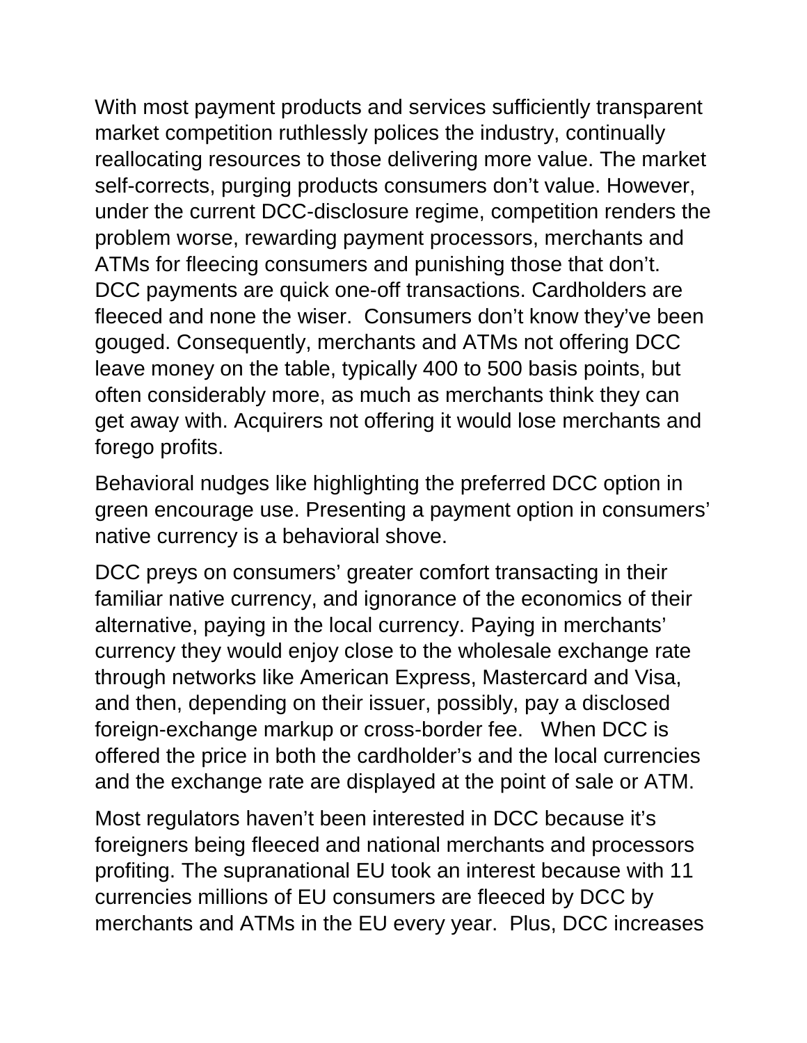With most payment products and services sufficiently transparent market competition ruthlessly polices the industry, continually reallocating resources to those delivering more value. The market self-corrects, purging products consumers don't value. However, under the current DCC-disclosure regime, competition renders the problem worse, rewarding payment processors, merchants and ATMs for fleecing consumers and punishing those that don't. DCC payments are quick one-off transactions. Cardholders are fleeced and none the wiser. Consumers don't know they've been gouged. Consequently, merchants and ATMs not offering DCC leave money on the table, typically 400 to 500 basis points, but often considerably more, as much as merchants think they can get away with. Acquirers not offering it would lose merchants and forego profits.

Behavioral nudges like highlighting the preferred DCC option in green encourage use. Presenting a payment option in consumers' native currency is a behavioral shove.

DCC preys on consumers' greater comfort transacting in their familiar native currency, and ignorance of the economics of their alternative, paying in the local currency. Paying in merchants' currency they would enjoy close to the wholesale exchange rate through networks like American Express, Mastercard and Visa, and then, depending on their issuer, possibly, pay a disclosed foreign-exchange markup or cross-border fee. When DCC is offered the price in both the cardholder's and the local currencies and the exchange rate are displayed at the point of sale or ATM.

Most regulators haven't been interested in DCC because it's foreigners being fleeced and national merchants and processors profiting. The supranational EU took an interest because with 11 currencies millions of EU consumers are fleeced by DCC by merchants and ATMs in the EU every year. Plus, DCC increases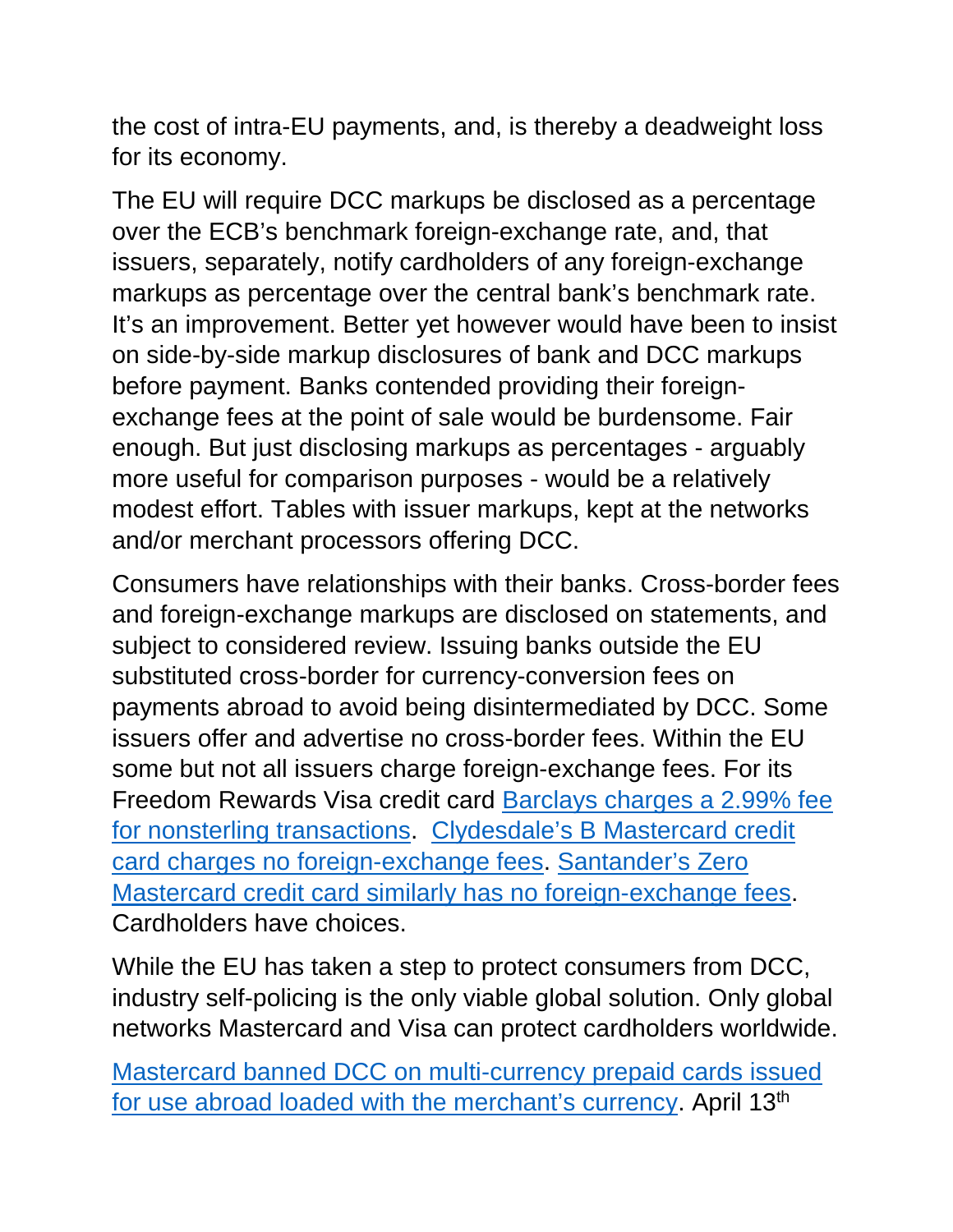the cost of intra-EU payments, and, is thereby a deadweight loss for its economy.

The EU will require DCC markups be disclosed as a percentage over the ECB's benchmark foreign-exchange rate, and, that issuers, separately, notify cardholders of any foreign-exchange markups as percentage over the central bank's benchmark rate. It's an improvement. Better yet however would have been to insist on side-by-side markup disclosures of bank and DCC markups before payment. Banks contended providing their foreign-exchange fees at the point of sale would be burdensome. Fair enough. But just disclosing markups as percentages - arguably more useful for comparison purposes - would be a relatively modest effort. Tables with issuer markups, kept at the networks and/or merchant processors offering DCC.

Consumers have relationships with their banks. Cross-border fees and foreign-exchange markups are disclosed on statements, and subject to considered review. Issuing banks outside the EU substituted cross-border for currency-conversion fees on payments abroad to avoid being disintermediated by DCC. Some issuers offer and advertise no cross-border fees. Within the EU some but not all issuers charge foreign-exchange fees. For its Freedom Rewards Visa credit card [Barclays charges a 2.99% fee for nonsterling transactions](). [Clydesdale's B Mastercard credit card charges no foreign-exchange fees](). [Santander's Zero Mastercard credit card similarly has no foreign-exchange fees](). Cardholders have choices.

While the EU has taken a step to protect consumers from DCC, industry self-policing is the only viable global solution. Only global networks Mastercard and Visa can protect cardholders worldwide.

[Mastercard banned DCC on multi-currency prepaid cards issued for use abroad loaded with the merchant's currency](). April 13th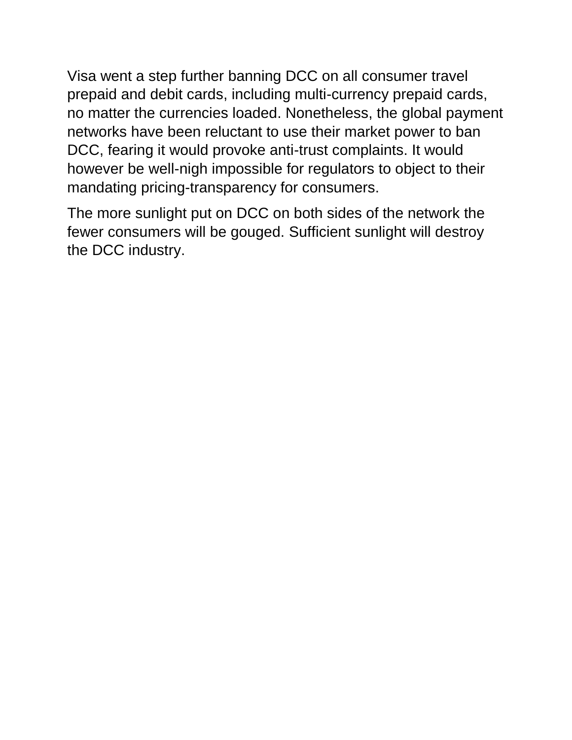Visa went a step further banning DCC on all consumer travel prepaid and debit cards, including multi-currency prepaid cards, no matter the currencies loaded. Nonetheless, the global payment networks have been reluctant to use their market power to ban DCC, fearing it would provoke anti-trust complaints. It would however be well-nigh impossible for regulators to object to their mandating pricing-transparency for consumers.

The more sunlight put on DCC on both sides of the network the fewer consumers will be gouged. Sufficient sunlight will destroy the DCC industry.